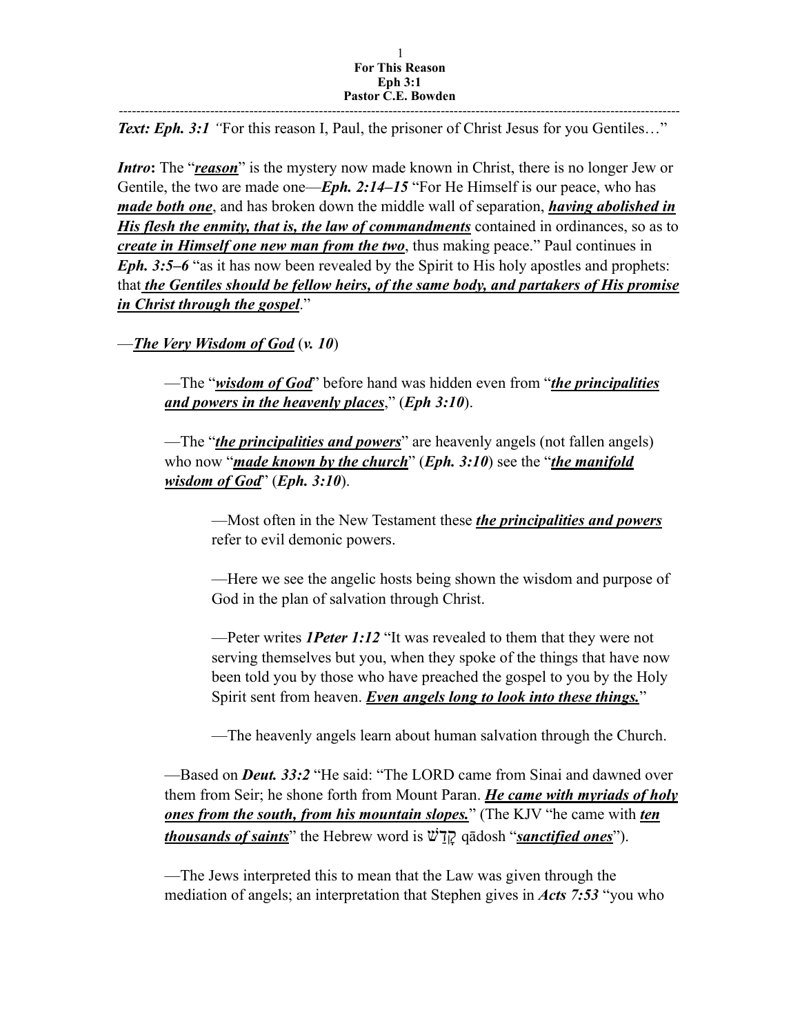**For This Reason**
**Eph 3:1**
**Pastor C.E. Bowden**

---

***Text: Eph. 3:1*** *"*For this reason I, Paul, the prisoner of Christ Jesus for you Gentiles…"

***Intro*****:** The "***reason***" is the mystery now made known in Christ, there is no longer Jew or Gentile, the two are made one—***Eph. 2:14–15*** "For He Himself is our peace, who has ***made both one***, and has broken down the middle wall of separation, ***having abolished in His flesh the enmity, that is, the law of commandments*** contained in ordinances, so as to ***create in Himself one new man from the two***, thus making peace." Paul continues in ***Eph. 3:5–6*** "as it has now been revealed by the Spirit to His holy apostles and prophets: that ***the Gentiles should be fellow heirs, of the same body, and partakers of His promise in Christ through the gospel***."

—***The Very Wisdom of God*** (***v. 10***)

> —The "***wisdom of God***" before hand was hidden even from "***the principalities and powers in the heavenly places***," (***Eph 3:10***).
>
> —The "***the principalities and powers***" are heavenly angels (not fallen angels) who now "***made known by the church***" (***Eph. 3:10***) see the "***the manifold wisdom of God***" (***Eph. 3:10***).
>
> > —Most often in the New Testament these ***the principalities and powers*** refer to evil demonic powers.
> >
> > —Here we see the angelic hosts being shown the wisdom and purpose of God in the plan of salvation through Christ.
> >
> > —Peter writes ***1Peter 1:12*** "It was revealed to them that they were not serving themselves but you, when they spoke of the things that have now been told you by those who have preached the gospel to you by the Holy Spirit sent from heaven. ***Even angels long to look into these things.***"
> >
> > —The heavenly angels learn about human salvation through the Church.
>
> —Based on ***Deut. 33:2*** "He said: "The LORD came from Sinai and dawned over them from Seir; he shone forth from Mount Paran. ***He came with myriads of holy ones from the south, from his mountain slopes.***" (The KJV "he came with ***ten thousands of saints***" the Hebrew word is קָדֹשׁ qādosh "***sanctified ones***").
>
> —The Jews interpreted this to mean that the Law was given through the mediation of angels; an interpretation that Stephen gives in ***Acts 7:53*** "you who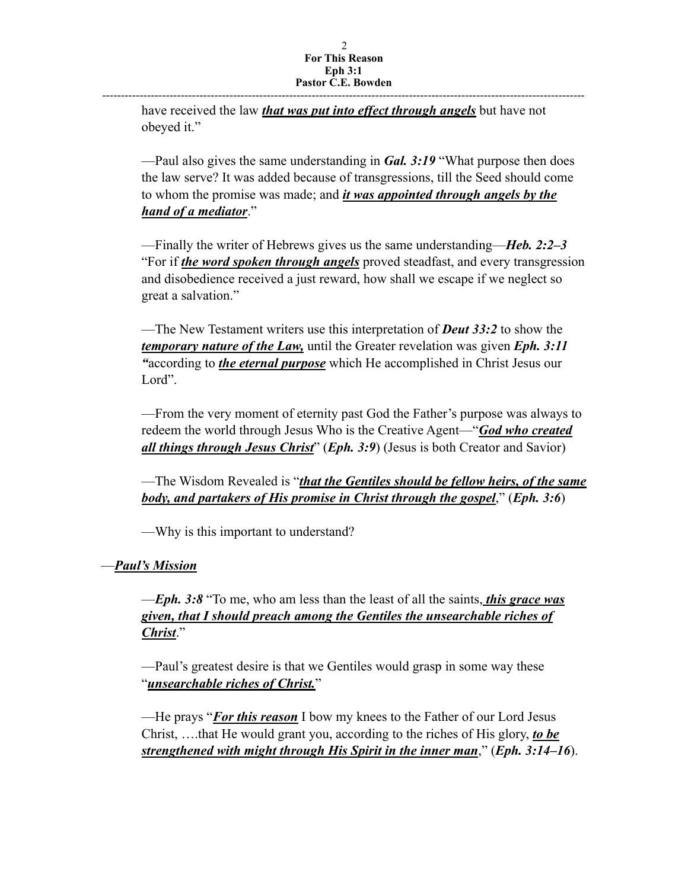have received the law ***that was put into effect through angels*** but have not obeyed it."

—Paul also gives the same understanding in ***Gal. 3:19*** "What purpose then does the law serve? It was added because of transgressions, till the Seed should come to whom the promise was made; and ***it was appointed through angels by the hand of a mediator***."

—Finally the writer of Hebrews gives us the same understanding—***Heb. 2:2–3*** "For if ***the word spoken through angels*** proved steadfast, and every transgression and disobedience received a just reward, how shall we escape if we neglect so great a salvation."

—The New Testament writers use this interpretation of ***Deut 33:2*** to show the ***temporary nature of the Law,*** until the Greater revelation was given ***Eph. 3:11*** *"*according to ***the eternal purpose*** which He accomplished in Christ Jesus our Lord".

—From the very moment of eternity past God the Father's purpose was always to redeem the world through Jesus Who is the Creative Agent—"***God who created all things through Jesus Christ***" (***Eph. 3:9***) (Jesus is both Creator and Savior)

—The Wisdom Revealed is "***that the Gentiles should be fellow heirs, of the same body, and partakers of His promise in Christ through the gospel***," (***Eph. 3:6***)

—Why is this important to understand?

—***Paul's Mission***

—***Eph. 3:8*** "To me, who am less than the least of all the saints, ***this grace was given, that I should preach among the Gentiles the unsearchable riches of Christ***."

—Paul's greatest desire is that we Gentiles would grasp in some way these "***unsearchable riches of Christ.***"

—He prays "***For this reason*** I bow my knees to the Father of our Lord Jesus Christ, ….that He would grant you, according to the riches of His glory, ***to be strengthened with might through His Spirit in the inner man***," (***Eph. 3:14–16***).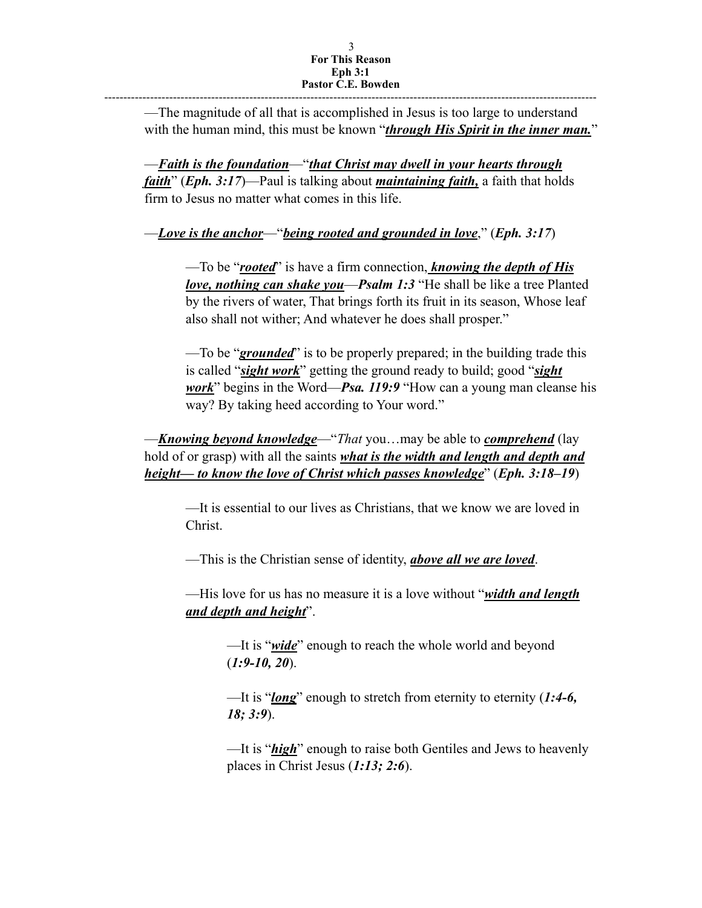—The magnitude of all that is accomplished in Jesus is too large to understand with the human mind, this must be known "***through His Spirit in the inner man.***"

—***Faith is the foundation***—"***that Christ may dwell in your hearts through faith***" (***Eph. 3:17***)—Paul is talking about ***maintaining faith,*** a faith that holds firm to Jesus no matter what comes in this life.

—***Love is the anchor***—"***being rooted and grounded in love***," (***Eph. 3:17***)

> —To be "***rooted***" is have a firm connection, ***knowing the depth of His love, nothing can shake you***—***Psalm 1:3*** "He shall be like a tree Planted by the rivers of water, That brings forth its fruit in its season, Whose leaf also shall not wither; And whatever he does shall prosper."
>
> —To be "***grounded***" is to be properly prepared; in the building trade this is called "***sight work***" getting the ground ready to build; good "***sight work***" begins in the Word—***Psa. 119:9*** "How can a young man cleanse his way? By taking heed according to Your word."

—***Knowing beyond knowledge***—"*That* you…may be able to ***comprehend*** (lay hold of or grasp) with all the saints ***what is the width and length and depth and height— to know the love of Christ which passes knowledge***" (***Eph. 3:18–19***)

> —It is essential to our lives as Christians, that we know we are loved in Christ.
>
> —This is the Christian sense of identity, ***above all we are loved***.
>
> —His love for us has no measure it is a love without "***width and length and depth and height***".
>
> > —It is "***wide***" enough to reach the whole world and beyond (***1:9-10, 20***).
> >
> > —It is "***long***" enough to stretch from eternity to eternity (***1:4-6, 18; 3:9***).
> >
> > —It is "***high***" enough to raise both Gentiles and Jews to heavenly places in Christ Jesus (***1:13; 2:6***).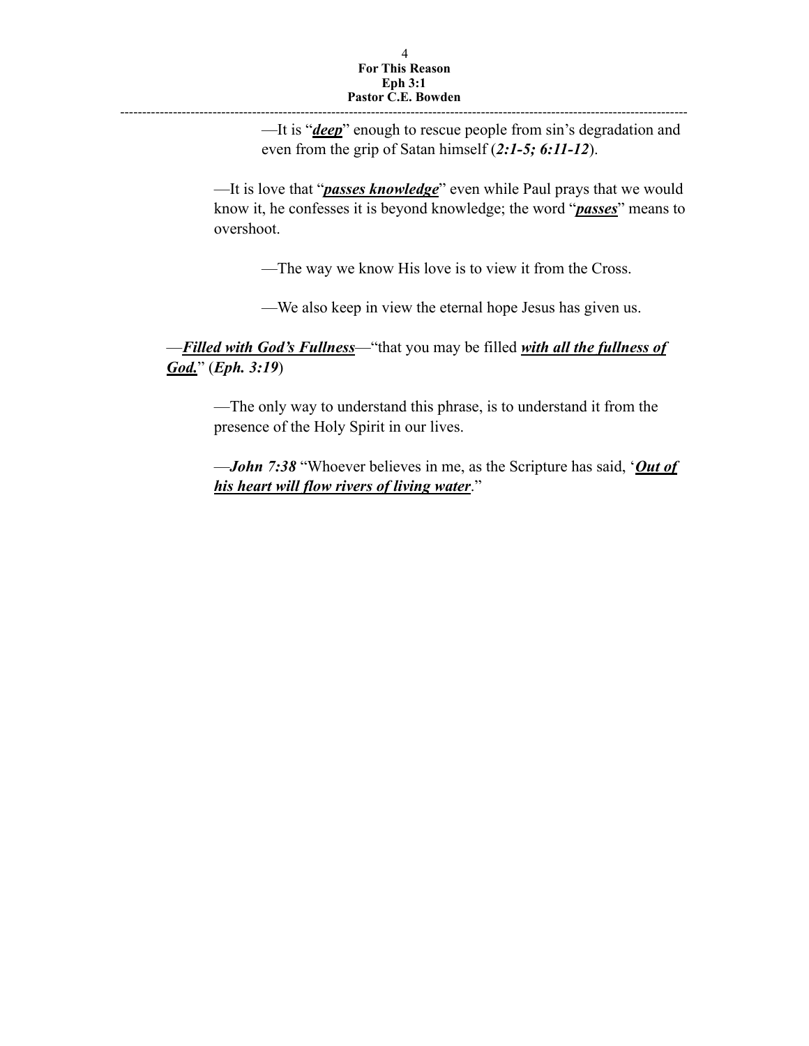—It is "***deep***" enough to rescue people from sin's degradation and even from the grip of Satan himself (***2:1-5; 6:11-12***).

—It is love that "***passes knowledge***" even while Paul prays that we would know it, he confesses it is beyond knowledge; the word "***passes***" means to overshoot.

—The way we know His love is to view it from the Cross.

—We also keep in view the eternal hope Jesus has given us.

—***Filled with God's Fullness***—"that you may be filled ***with all the fullness of God.***" (***Eph. 3:19***)

—The only way to understand this phrase, is to understand it from the presence of the Holy Spirit in our lives.

—***John 7:38*** "Whoever believes in me, as the Scripture has said, '***Out of his heart will flow rivers of living water***.'"